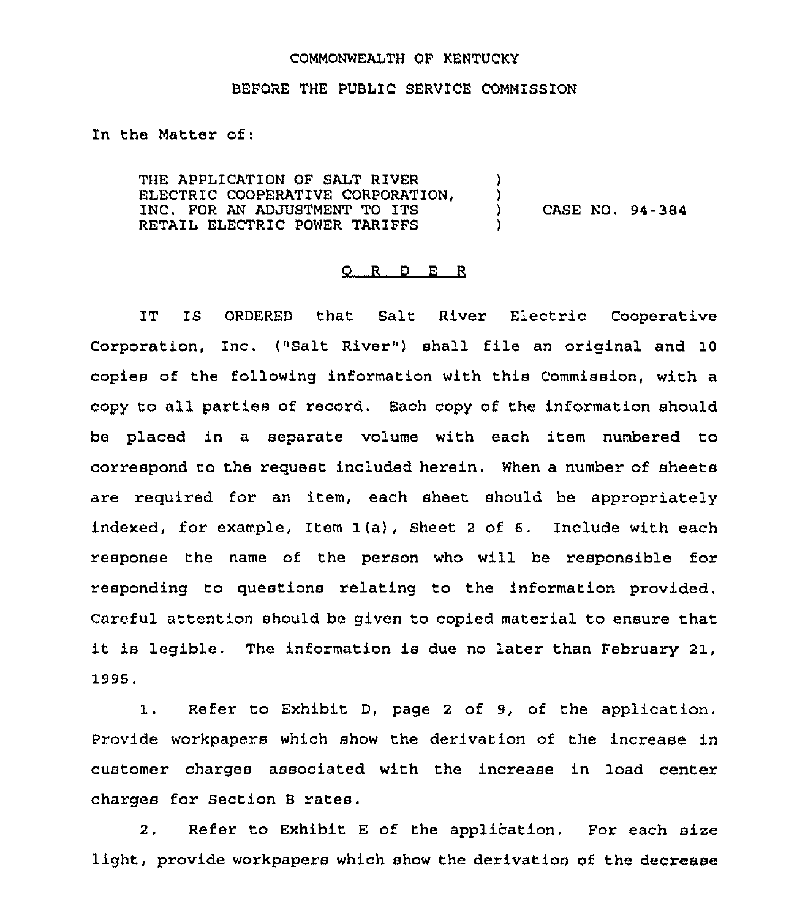COMMONWEALTH OF KENTUCKY

BEFORE THE PUBLIC SERVICE COMMISSION

In the Matter of:

THE APPLICATION OF SALT RIVER ELECTRIC COOPERATIVE CORPORATION, INC. FOR AN ADJUSTMENT TO ITS RETAIL ELECTRIC POWER TARIFFS ) CASE NO. 94-384

# O R D E R

IT IS ORDERED that Salt River Electric Cooperative Corporation, Inc. ("Salt River") shall file an original and 10 copies of the following information with this Commission, with a copy to all parties of record. Each copy of the information should be placed in a separate volume with each item numbered to correspond to the request included herein. When a number of sheets are required for an item, each sheet should be appropriately indexed, for example, Item 1(a), Sheet 2 of 6. Include with each response the name of the person who will be responsible for responding to questions relating to the information provided. Careful attention should be given to copied material to ensure that it is legible. The information is due no later than February 21, 1995.

1. Refer to Exhibit D, page 2 of 9, of the application. Provide workpapers which show the derivation of the increase in customer charges associated with the increase in load center charges for Section B rates.

2. Refer to Exhibit E of the application. For each size light, provide workpapers which show the derivation of the decrease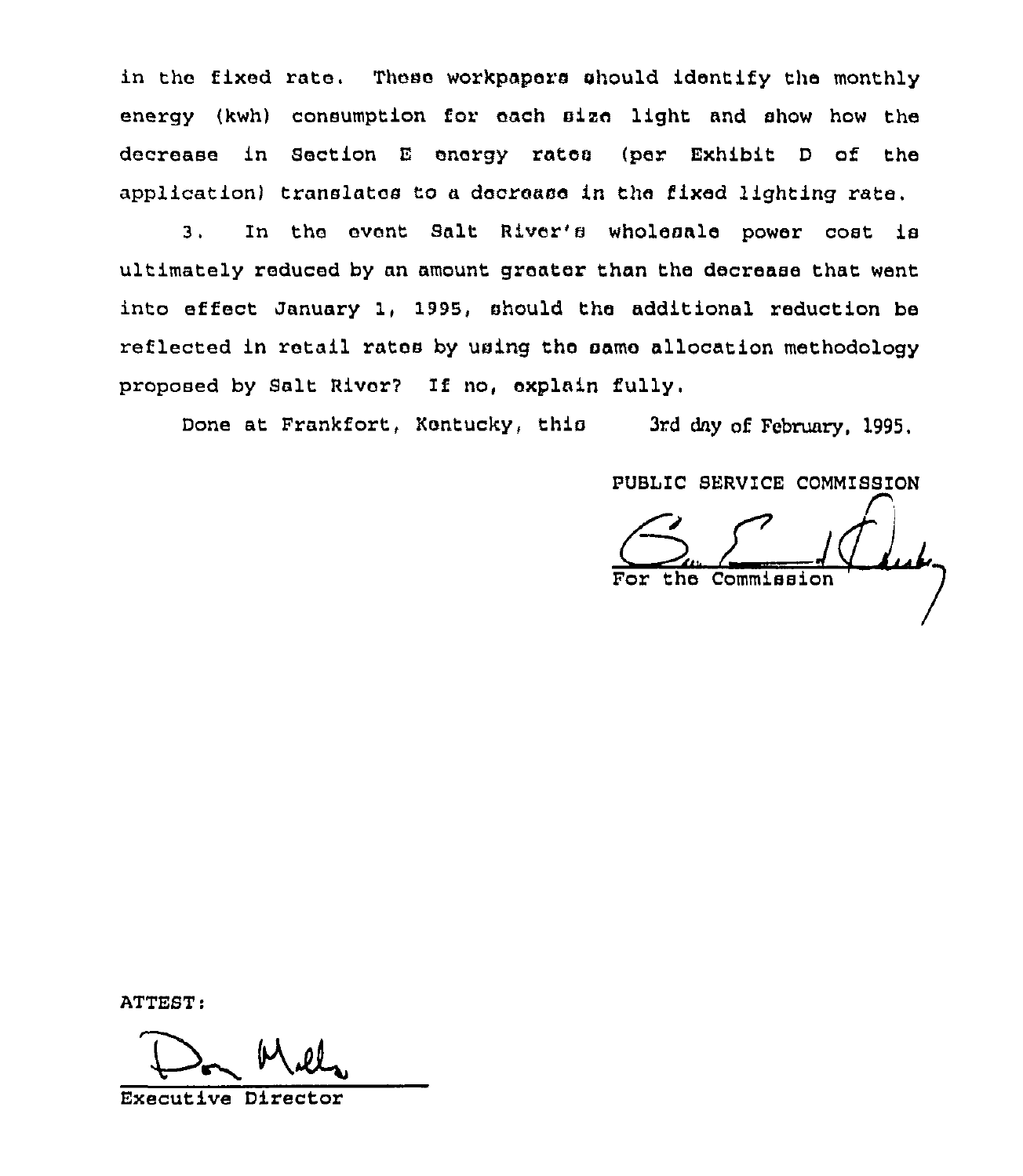in the fixed rate. These workpapers should identify the monthly energy (kwh) consumption for each size light and show how the decrease in Section E energy rates (per Exhibit D of the application) translates to a decrease in the fixed lighting rate.

3. In the event Salt River's wholesale power cost is ultimately reduced by an amount greater than the decrease that went into effect January 1, 1995, should the additional reduction be reflected in retail rates by using the same allocation methodology proposed by Salt River? If no, explain fully.

Done at Frankfort, Kentucky, this 3rd day of February, 1995.

PUBLIC SERVICE COMMISSION

For the Commission

ATTEST:

Executive Director